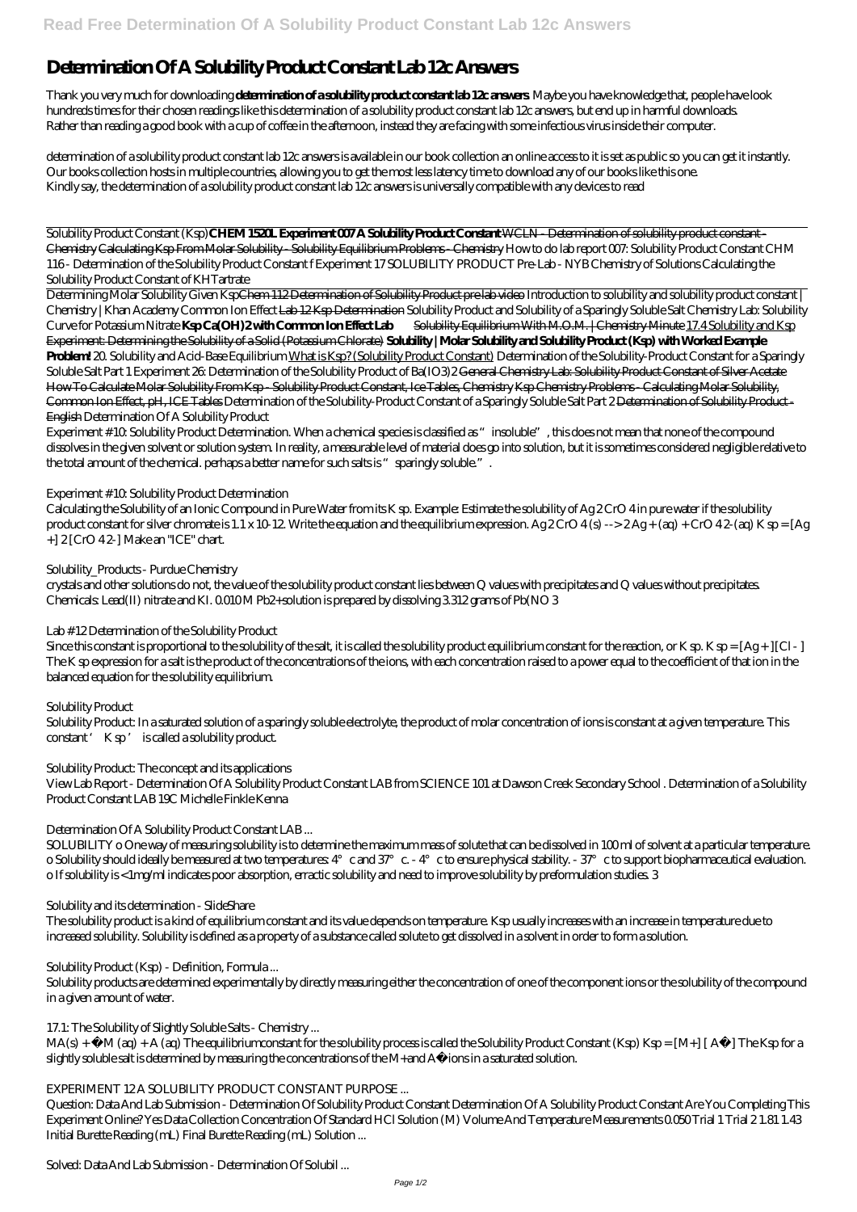# Determination Of A Solubility Product Constant Lab 12c Answers

Thank you very much for downloading **determination of a solubility product constant lab 12c answers**. Maybe you have knowledge that, people have look hundreds times for their chosen readings like this determination of a solubility product constant lab 12c answers, but end up in harmful downloads. Rather than reading a good book with a cup of coffee in the afternoon, instead they are facing with some infectious virus inside their computer.

determination of a solubility product constant lab 12c answers is available in our book collection an online access to it is set as public so you can get it instantly. Our books collection hosts in multiple countries, allowing you to get the most less latency time to download any of our books like this one. Kindly say, the determination of a solubility product constant lab 12c answers is universally compatible with any devices to read

Solubility Product Constant (Ksp) **CHEM 1520L Experiment 007 A Solubility Product Constant** WCLN - Determination of solubility product constant - Chemistry Calculating Ksp From Molar Solubility - Solubility Equilibrium Problems - Chemistry *How to do lab report 007: Solubility Product Constant CHM 116 - Determination of the Solubility Product Constant f Experiment 17 SOLUBILITY PRODUCT Pre-Lab - NYB Chemistry of Solutions Calculating the Solubility Product Constant of KHTartrate*

Determining Molar Solubility Given Ksp Chem 112 Determination of Solubility Product pre lab video *Introduction to solubility and solubility product constant | Chemistry | Khan Academy Common Ion Effect* Lab 12 Ksp Determination *Solubility Product and Solubility of a Sparingly Soluble Salt Chemistry Lab: Solubility Curve for Potassium Nitrate* **Ksp Ca(OH)2 with Common Ion Effect Lab** Solubility Equilibrium With M.O.M. | Chemistry Minute 17.4 Solubility and Ksp Experiment: Determining the Solubility of a Solid (Potassium Chlorate) **Solubility | Molar Solubility and Solubility Product (Ksp) with Worked Example Problem!** 20. Solubility and Acid-Base Equilibrium What is Ksp? (Solubility Product Constant) *Determination of the Solubility-Product Constant for a Sparingly Soluble Salt Part 1 Experiment 26: Determination of the Solubility Product of Ba(IO3)2* General Chemistry Lab: Solubility Product Constant of Silver Acetate How To Calculate Molar Solubility From Ksp - Solubility Product Constant, Ice Tables, Chemistry Ksp Chemistry Problems - Calculating Molar Solubility, Common Ion Effect, pH, ICE Tables *Determination of the Solubility-Product Constant of a Sparingly Soluble Salt Part 2* Determination of Solubility Product - English *Determination Of A Solubility Product*

Experiment # 10: Solubility Product Determination. When a chemical species is classified as "insoluble", this does not mean that none of the compound dissolves in the given solvent or solution system. In reality, a measurable level of material does go into solution, but it is sometimes considered negligible relative to the total amount of the chemical. perhaps a better name for such salts is "sparingly soluble.".

*Experiment # 10: Solubility Product Determination*

Calculating the Solubility of an Ionic Compound in Pure Water from its K sp. Example: Estimate the solubility of Ag 2 CrO 4 in pure water if the solubility product constant for silver chromate is 1.1 x 10-12. Write the equation and the equilibrium expression. Ag 2 CrO 4 (s) --> 2 Ag + (aq) + CrO 4 2- (aq) K sp = [Ag +] 2 [CrO 4 2-] Make an "ICE" chart.

*Solubility_Products - Purdue Chemistry*

crystals and other solutions do not, the value of the solubility product constant lies between Q values with precipitates and Q values without precipitates. Chemicals: Lead(II) nitrate and KI. 0.010 M Pb2+solution is prepared by dissolving 3.312 grams of Pb(NO 3

*Lab # 12 Determination of the Solubility Product*

Since this constant is proportional to the solubility of the salt, it is called the solubility product equilibrium constant for the reaction, or K sp. K sp = [Ag + ][Cl - ] The K sp expression for a salt is the product of the concentrations of the ions, with each concentration raised to a power equal to the coefficient of that ion in the balanced equation for the solubility equilibrium.

*Solubility Product*

Solubility Product: In a saturated solution of a sparingly soluble electrolyte, the product of molar concentration of ions is constant at a given temperature. This constant ' K sp ' is called a solubility product.

*Solubility Product: The concept and its applications*

View Lab Report - Determination Of A Solubility Product Constant LAB from SCIENCE 101 at Dawson Creek Secondary School . Determination of a Solubility Product Constant LAB 19C Michelle Finkle Kenna

*Determination Of A Solubility Product Constant LAB ...*

SOLUBILITY o One way of measuring solubility is to determine the maximum mass of solute that can be dissolved in 100 ml of solvent at a particular temperature. o Solubility should ideally be measured at two temperatures: 4° c and 37° c. - 4° c to ensure physical stability. - 37° c to support biopharmaceutical evaluation. o If solubility is <1mg/ml indicates poor absorption, erractic solubility and need to improve solubility by preformulation studies. 3

*Solubility and its determination - SlideShare*

The solubility product is a kind of equilibrium constant and its value depends on temperature. Ksp usually increases with an increase in temperature due to increased solubility. Solubility is defined as a property of a substance called solute to get dissolved in a solvent in order to form a solution.

*Solubility Product (Ksp) - Definition, Formula ...*

Solubility products are determined experimentally by directly measuring either the concentration of one of the component ions or the solubility of the compound in a given amount of water.

*17.1: The Solubility of Slightly Soluble Salts - Chemistry ...*

MA(s) + ⇌ M (aq) + A (aq) The equilibriumconstant for the solubility process is called the Solubility Product Constant (Ksp) Ksp = [M+] [ A⁻] The Ksp for a slightly soluble salt is determined by measuring the concentrations of the M+and A⁻ions in a saturated solution.

*EXPERIMENT 12 A SOLUBILITY PRODUCT CONSTANT PURPOSE ...*

Question: Data And Lab Submission - Determination Of Solubility Product Constant Determination Of A Solubility Product Constant Are You Completing This Experiment Online? Yes Data Collection Concentration Of Standard HCl Solution (M) Volume And Temperature Measurements 0.050 Trial 1 Trial 2 1.81 1.43 Initial Burette Reading (mL) Final Burette Reading (mL) Solution ...

*Solved: Data And Lab Submission - Determination Of Solubil ...*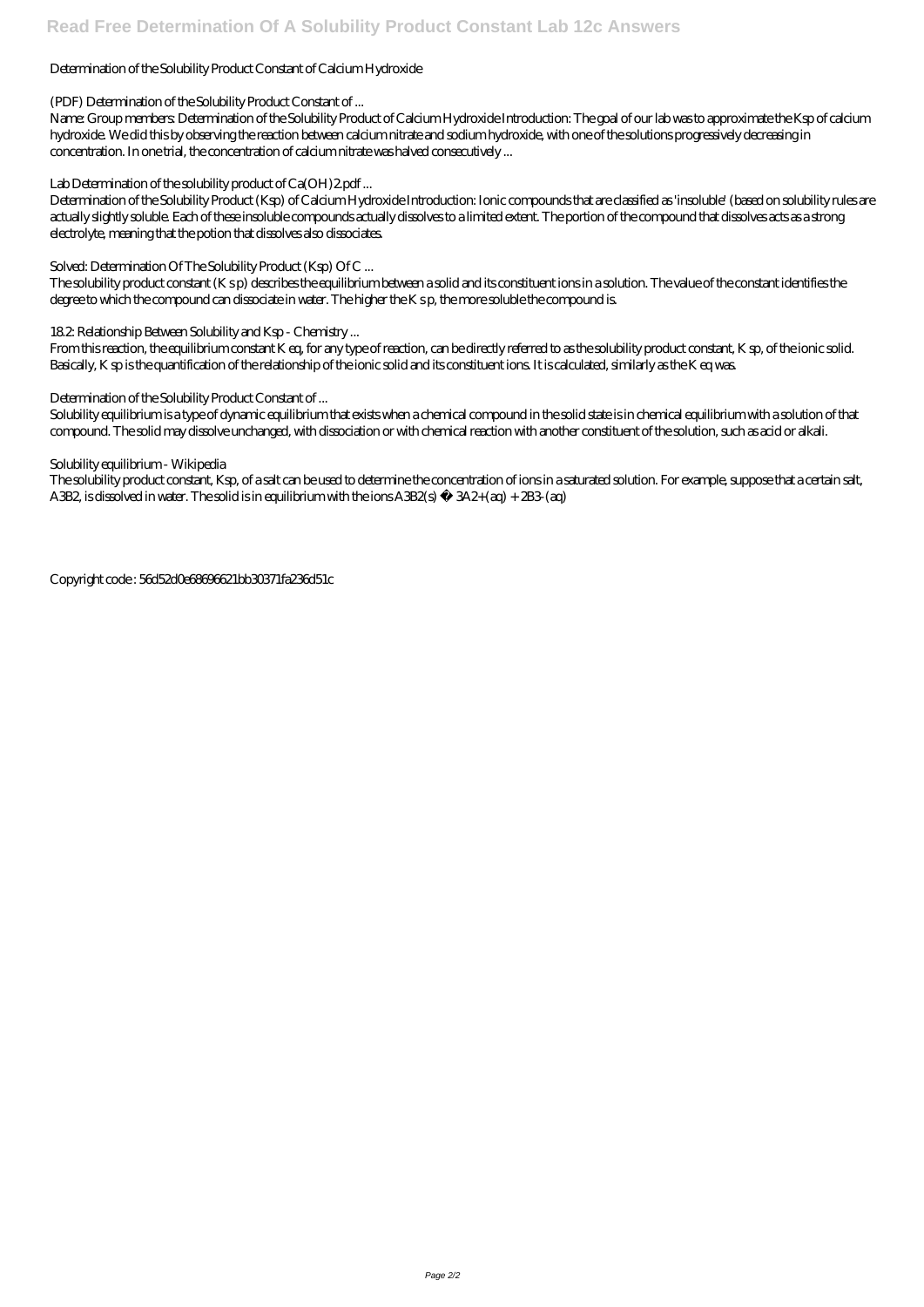Determination of the Solubility Product Constant of Calcium Hydroxide

(PDF) Determination of the Solubility Product Constant of ...

Name: Group members: Determination of the Solubility Product of Calcium Hydroxide Introduction: The goal of our lab was to approximate the Ksp of calcium hydroxide. We did this by observing the reaction between calcium nitrate and sodium hydroxide, with one of the solutions progressively decreasing in concentration. In one trial, the concentration of calcium nitrate was halved consecutively ...

Lab Determination of the solubility product of $Ca(OH)_2$.pdf ...

Determination of the Solubility Product (Ksp) of Calcium Hydroxide Introduction: Ionic compounds that are classified as 'insoluble' (based on solubility rules are actually slightly soluble. Each of these insoluble compounds actually dissolves to a limited extent. The portion of the compound that dissolves acts as a strong electrolyte, meaning that the potion that dissolves also dissociates.

Solved: Determination Of The Solubility Product (Ksp) Of C ...

The solubility product constant ($K_{sp}$) describes the equilibrium between a solid and its constituent ions in a solution. The value of the constant identifies the degree to which the compound can dissociate in water. The higher the $K_{sp}$, the more soluble the compound is.

18.2: Relationship Between Solubility and Ksp - Chemistry ...

From this reaction, the equilibrium constant $K_{eq}$, for any type of reaction, can be directly referred to as the solubility product constant, $K_{sp}$, of the ionic solid. Basically, $K_{sp}$ is the quantification of the relationship of the ionic solid and its constituent ions. It is calculated, similarly as the $K_{eq}$ was.

Determination of the Solubility Product Constant of ...

Solubility equilibrium is a type of dynamic equilibrium that exists when a chemical compound in the solid state is in chemical equilibrium with a solution of that compound. The solid may dissolve unchanged, with dissociation or with chemical reaction with another constituent of the solution, such as acid or alkali.

Solubility equilibrium - Wikipedia

The solubility product constant, Ksp, of a salt can be used to determine the concentration of ions in a saturated solution. For example, suppose that a certain salt, $A_3B_2$, is dissolved in water. The solid is in equilibrium with the ions $A_3B_2(s) \rightleftharpoons 3A^{2+}(aq) + 2B^{3-}(aq)$

Copyright code : 56d52d0e68696621bb30371fa236d51c